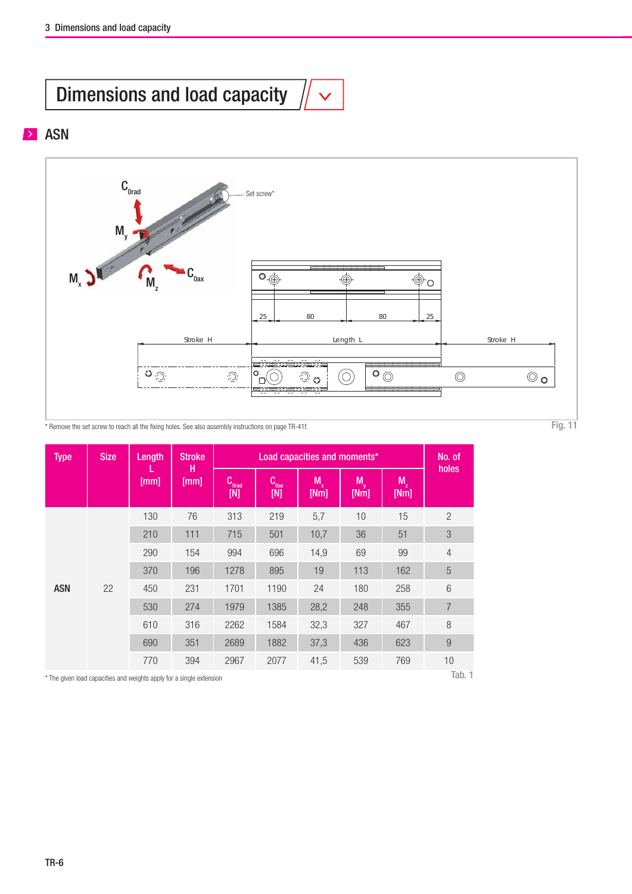# Dimensions and load capacity

## ASN

* Remove the set screw to reach all the fixing holes. See also assembly instructions on page TR-41f.

Fig. 11

| Type | Size | Length L [mm] | Stroke H [mm] | Load capacities and moments* | | | | | No. of holes |
|---|---|---|---|---|---|---|---|---|---|
| | | | | $C_{0rad}$ [N] | $C_{0ax}$ [N] | $M_x$ [Nm] | $M_y$ [Nm] | $M_z$ [Nm] | |
| ASN | 22 | 130 | 76 | 313 | 219 | 5,7 | 10 | 15 | 2 |
| | | 210 | 111 | 715 | 501 | 10,7 | 36 | 51 | 3 |
| | | 290 | 154 | 994 | 696 | 14,9 | 69 | 99 | 4 |
| | | 370 | 196 | 1278 | 895 | 19 | 113 | 162 | 5 |
| | | 450 | 231 | 1701 | 1190 | 24 | 180 | 258 | 6 |
| | | 530 | 274 | 1979 | 1385 | 28,2 | 248 | 355 | 7 |
| | | 610 | 316 | 2262 | 1584 | 32,3 | 327 | 467 | 8 |
| | | 690 | 351 | 2689 | 1882 | 37,3 | 436 | 623 | 9 |
| | | 770 | 394 | 2967 | 2077 | 41,5 | 539 | 769 | 10 |

* The given load capacities and weights apply for a single extension

Tab. 1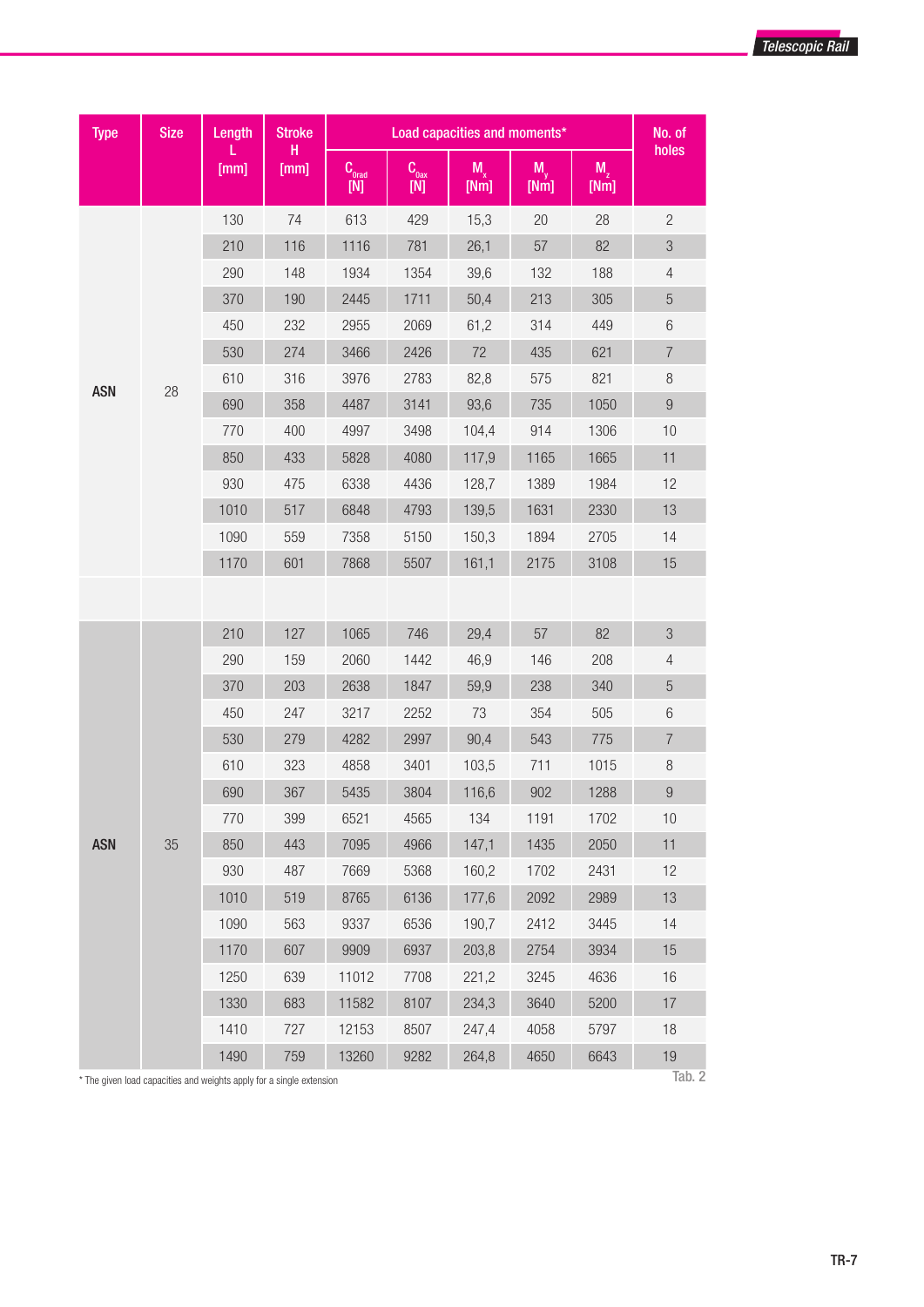| Type | Size | Length L [mm] | Stroke H [mm] | Load capacities and moments* | | | | | No. of holes |
|---|---|---|---|---|---|---|---|---|---|
| | | | | $C_{0rad}$ [N] | $C_{0ax}$ [N] | $M_x$ [Nm] | $M_y$ [Nm] | $M_z$ [Nm] | |
| ASN | 28 | 130 | 74 | 613 | 429 | 15,3 | 20 | 28 | 2 |
| | | 210 | 116 | 1116 | 781 | 26,1 | 57 | 82 | 3 |
| | | 290 | 148 | 1934 | 1354 | 39,6 | 132 | 188 | 4 |
| | | 370 | 190 | 2445 | 1711 | 50,4 | 213 | 305 | 5 |
| | | 450 | 232 | 2955 | 2069 | 61,2 | 314 | 449 | 6 |
| | | 530 | 274 | 3466 | 2426 | 72 | 435 | 621 | 7 |
| | | 610 | 316 | 3976 | 2783 | 82,8 | 575 | 821 | 8 |
| | | 690 | 358 | 4487 | 3141 | 93,6 | 735 | 1050 | 9 |
| | | 770 | 400 | 4997 | 3498 | 104,4 | 914 | 1306 | 10 |
| | | 850 | 433 | 5828 | 4080 | 117,9 | 1165 | 1665 | 11 |
| | | 930 | 475 | 6338 | 4436 | 128,7 | 1389 | 1984 | 12 |
| | | 1010 | 517 | 6848 | 4793 | 139,5 | 1631 | 2330 | 13 |
| | | 1090 | 559 | 7358 | 5150 | 150,3 | 1894 | 2705 | 14 |
| | | 1170 | 601 | 7868 | 5507 | 161,1 | 2175 | 3108 | 15 |
| | | | | | | | | | |
| ASN | 35 | 210 | 127 | 1065 | 746 | 29,4 | 57 | 82 | 3 |
| | | 290 | 159 | 2060 | 1442 | 46,9 | 146 | 208 | 4 |
| | | 370 | 203 | 2638 | 1847 | 59,9 | 238 | 340 | 5 |
| | | 450 | 247 | 3217 | 2252 | 73 | 354 | 505 | 6 |
| | | 530 | 279 | 4282 | 2997 | 90,4 | 543 | 775 | 7 |
| | | 610 | 323 | 4858 | 3401 | 103,5 | 711 | 1015 | 8 |
| | | 690 | 367 | 5435 | 3804 | 116,6 | 902 | 1288 | 9 |
| | | 770 | 399 | 6521 | 4565 | 134 | 1191 | 1702 | 10 |
| | | 850 | 443 | 7095 | 4966 | 147,1 | 1435 | 2050 | 11 |
| | | 930 | 487 | 7669 | 5368 | 160,2 | 1702 | 2431 | 12 |
| | | 1010 | 519 | 8765 | 6136 | 177,6 | 2092 | 2989 | 13 |
| | | 1090 | 563 | 9337 | 6536 | 190,7 | 2412 | 3445 | 14 |
| | | 1170 | 607 | 9909 | 6937 | 203,8 | 2754 | 3934 | 15 |
| | | 1250 | 639 | 11012 | 7708 | 221,2 | 3245 | 4636 | 16 |
| | | 1330 | 683 | 11582 | 8107 | 234,3 | 3640 | 5200 | 17 |
| | | 1410 | 727 | 12153 | 8507 | 247,4 | 4058 | 5797 | 18 |
| | | 1490 | 759 | 13260 | 9282 | 264,8 | 4650 | 6643 | 19 |

* The given load capacities and weights apply for a single extension

Tab. 2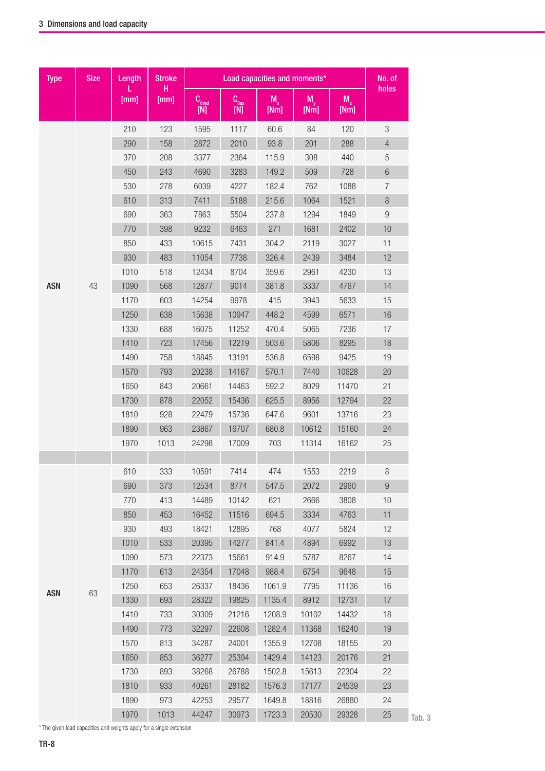| Type | Size | Length L [mm] | Stroke H [mm] | Load capacities and moments* | | | | | No. of holes |
|---|---|---|---|---|---|---|---|---|---|
| | | | | $C_{0rad}$ [N] | $C_{0ax}$ [N] | $M_x$ [Nm] | $M_y$ [Nm] | $M_z$ [Nm] | |
| ASN | 43 | 210 | 123 | 1595 | 1117 | 60.6 | 84 | 120 | 3 |
| | | 290 | 158 | 2872 | 2010 | 93.8 | 201 | 288 | 4 |
| | | 370 | 208 | 3377 | 2364 | 115.9 | 308 | 440 | 5 |
| | | 450 | 243 | 4690 | 3283 | 149.2 | 509 | 728 | 6 |
| | | 530 | 278 | 6039 | 4227 | 182.4 | 762 | 1088 | 7 |
| | | 610 | 313 | 7411 | 5188 | 215.6 | 1064 | 1521 | 8 |
| | | 690 | 363 | 7863 | 5504 | 237.8 | 1294 | 1849 | 9 |
| | | 770 | 398 | 9232 | 6463 | 271 | 1681 | 2402 | 10 |
| | | 850 | 433 | 10615 | 7431 | 304.2 | 2119 | 3027 | 11 |
| | | 930 | 483 | 11054 | 7738 | 326.4 | 2439 | 3484 | 12 |
| | | 1010 | 518 | 12434 | 8704 | 359.6 | 2961 | 4230 | 13 |
| | | 1090 | 568 | 12877 | 9014 | 381.8 | 3337 | 4767 | 14 |
| | | 1170 | 603 | 14254 | 9978 | 415 | 3943 | 5633 | 15 |
| | | 1250 | 638 | 15638 | 10947 | 448.2 | 4599 | 6571 | 16 |
| | | 1330 | 688 | 16075 | 11252 | 470.4 | 5065 | 7236 | 17 |
| | | 1410 | 723 | 17456 | 12219 | 503.6 | 5806 | 8295 | 18 |
| | | 1490 | 758 | 18845 | 13191 | 536.8 | 6598 | 9425 | 19 |
| | | 1570 | 793 | 20238 | 14167 | 570.1 | 7440 | 10628 | 20 |
| | | 1650 | 843 | 20661 | 14463 | 592.2 | 8029 | 11470 | 21 |
| | | 1730 | 878 | 22052 | 15436 | 625.5 | 8956 | 12794 | 22 |
| | | 1810 | 928 | 22479 | 15736 | 647.6 | 9601 | 13716 | 23 |
| | | 1890 | 963 | 23867 | 16707 | 680.8 | 10612 | 15160 | 24 |
| | | 1970 | 1013 | 24298 | 17009 | 703 | 11314 | 16162 | 25 |
| | | | | | | | | | |
| ASN | 63 | 610 | 333 | 10591 | 7414 | 474 | 1553 | 2219 | 8 |
| | | 690 | 373 | 12534 | 8774 | 547.5 | 2072 | 2960 | 9 |
| | | 770 | 413 | 14489 | 10142 | 621 | 2666 | 3808 | 10 |
| | | 850 | 453 | 16452 | 11516 | 694.5 | 3334 | 4763 | 11 |
| | | 930 | 493 | 18421 | 12895 | 768 | 4077 | 5824 | 12 |
| | | 1010 | 533 | 20395 | 14277 | 841.4 | 4894 | 6992 | 13 |
| | | 1090 | 573 | 22373 | 15661 | 914.9 | 5787 | 8267 | 14 |
| | | 1170 | 613 | 24354 | 17048 | 988.4 | 6754 | 9648 | 15 |
| | | 1250 | 653 | 26337 | 18436 | 1061.9 | 7795 | 11136 | 16 |
| | | 1330 | 693 | 28322 | 19825 | 1135.4 | 8912 | 12731 | 17 |
| | | 1410 | 733 | 30309 | 21216 | 1208.9 | 10102 | 14432 | 18 |
| | | 1490 | 773 | 32297 | 22608 | 1282.4 | 11368 | 16240 | 19 |
| | | 1570 | 813 | 34287 | 24001 | 1355.9 | 12708 | 18155 | 20 |
| | | 1650 | 853 | 36277 | 25394 | 1429.4 | 14123 | 20176 | 21 |
| | | 1730 | 893 | 38268 | 26788 | 1502.8 | 15613 | 22304 | 22 |
| | | 1810 | 933 | 40261 | 28182 | 1576.3 | 17177 | 24539 | 23 |
| | | 1890 | 973 | 42253 | 29577 | 1649.8 | 18816 | 26880 | 24 |
| | | 1970 | 1013 | 44247 | 30973 | 1723.3 | 20530 | 29328 | 25 |

Tab. 3

* The given load capacities and weights apply for a single extension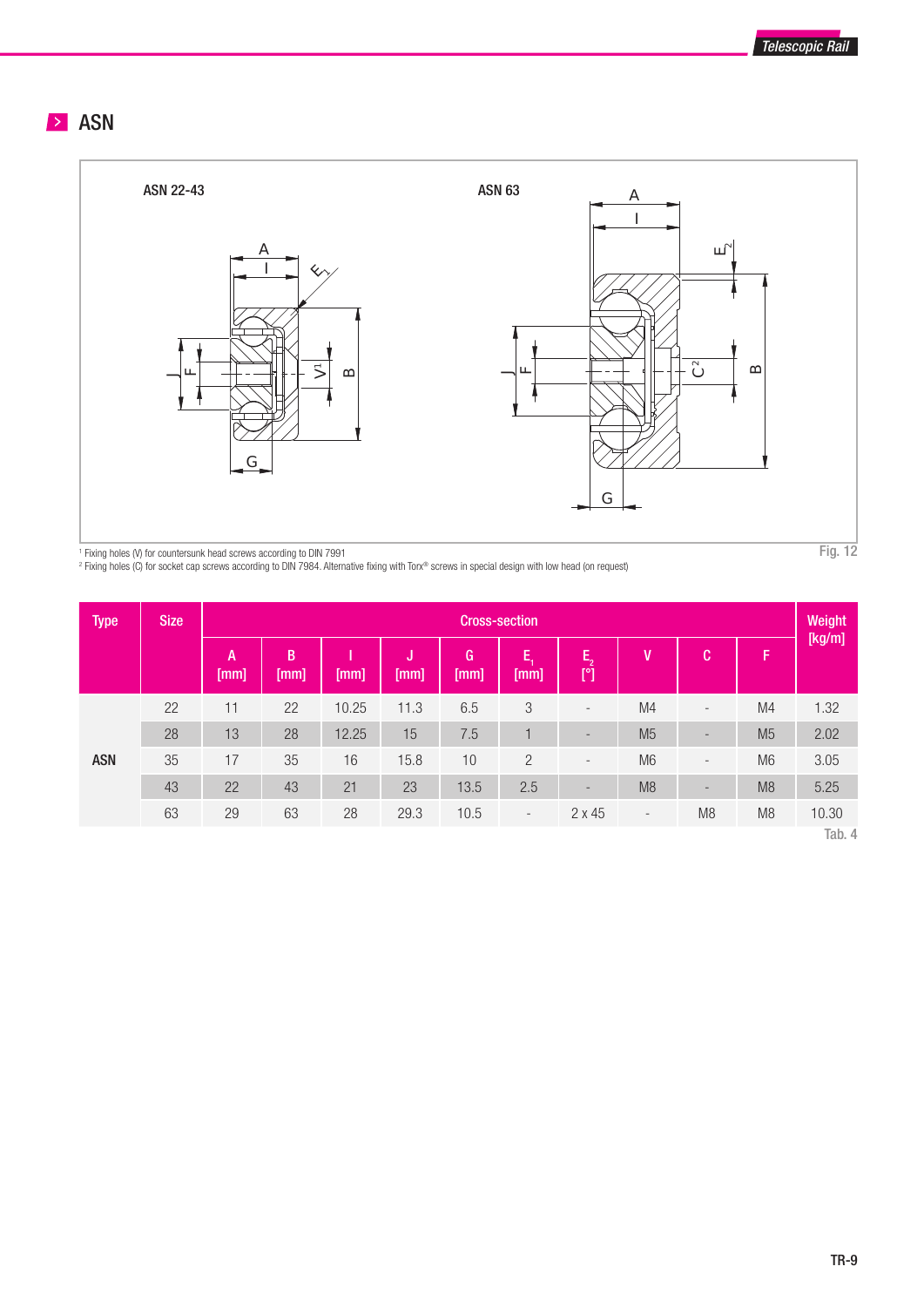## ASN

ASN 22-43

ASN 63

[1] Fixing holes (V) for countersunk head screws according to DIN 7991
[2] Fixing holes (C) for socket cap screws according to DIN 7984. Alternative fixing with Torx® screws in special design with low head (on request)

Fig. 12

| Type | Size | Cross-section | | | | | | | | | | Weight [kg/m] |
|---|---|---|---|---|---|---|---|---|---|---|---|---|
| | | A [mm] | B [mm] | I [mm] | J [mm] | G [mm] | $E_1$ [mm] | $E_2$ [°] | V | C | F | |
| ASN | 22 | 11 | 22 | 10.25 | 11.3 | 6.5 | 3 | - | M4 | - | M4 | 1.32 |
| | 28 | 13 | 28 | 12.25 | 15 | 7.5 | 1 | - | M5 | - | M5 | 2.02 |
| | 35 | 17 | 35 | 16 | 15.8 | 10 | 2 | - | M6 | - | M6 | 3.05 |
| | 43 | 22 | 43 | 21 | 23 | 13.5 | 2.5 | - | M8 | - | M8 | 5.25 |
| | 63 | 29 | 63 | 28 | 29.3 | 10.5 | - | 2 x 45 | - | M8 | M8 | 10.30 |

Tab. 4